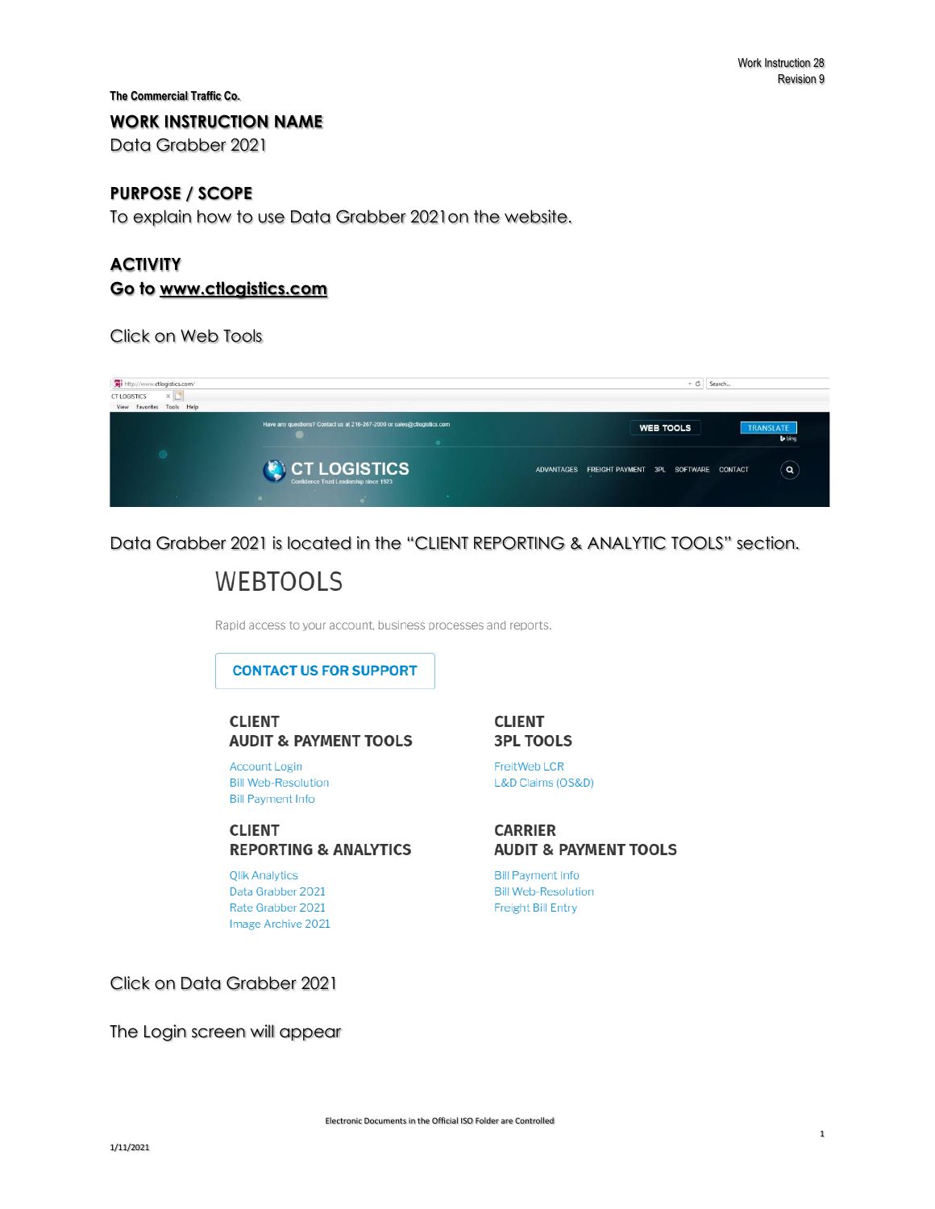The Commercial Traffic Co.

## WORK INSTRUCTION NAME

Data Grabber 2021

## PURPOSE / SCOPE

To explain how to use Data Grabber 2021on the website.

## ACTIVITY

**Go to www.ctlogistics.com**

Click on Web Tools

http://www.ctlogistics.com/

CT LOGISTICS

View Favorites Tools Help

Have any questions? Contact us at 216-267-2000 or sales@ctlogistics.com

WEB TOOLS

TRANSLATE

CT LOGISTICS

Confidence Trust Leadership since 1923

ADVANTAGES FREIGHT PAYMENT 3PL SOFTWARE CONTACT

Data Grabber 2021 is located in the "CLIENT REPORTING & ANALYTIC TOOLS" section.

# WEBTOOLS

Rapid access to your account, business processes and reports.

CONTACT US FOR SUPPORT

### CLIENT AUDIT & PAYMENT TOOLS

Account Login
Bill Web-Resolution
Bill Payment Info

### CLIENT 3PL TOOLS

FreitWeb LCR
L&D Claims (OS&D)

### CLIENT REPORTING & ANALYTICS

Qlik Analytics
Data Grabber 2021
Rate Grabber 2021
Image Archive 2021

### CARRIER AUDIT & PAYMENT TOOLS

Bill Payment Info
Bill Web-Resolution
Freight Bill Entry

Click on Data Grabber 2021

The Login screen will appear

Electronic Documents in the Official ISO Folder are Controlled

1/11/2021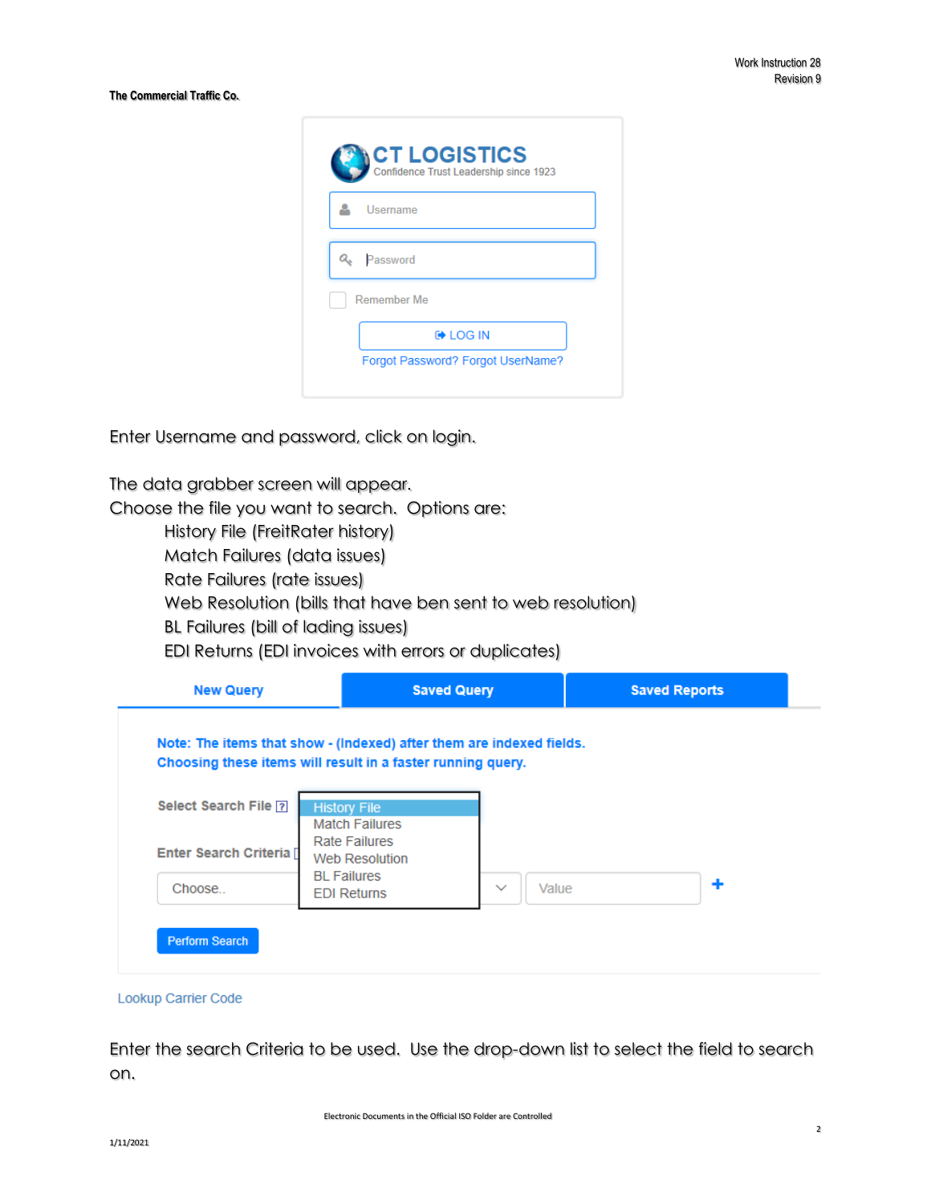CT LOGISTICS
Confidence Trust Leadership since 1923

Username

Password

Remember Me

LOG IN

Forgot Password? Forgot UserName?

Enter Username and password, click on login.

The data grabber screen will appear.
Choose the file you want to search. Options are:

- History File (FreitRater history)
- Match Failures (data issues)
- Rate Failures (rate issues)
- Web Resolution (bills that have ben sent to web resolution)
- BL Failures (bill of lading issues)
- EDI Returns (EDI invoices with errors or duplicates)

New Query | Saved Query | Saved Reports

Note: The items that show - (Indexed) after them are indexed fields.
Choosing these items will result in a faster running query.

Select Search File

- History File
- Match Failures
- Rate Failures
- Web Resolution
- BL Failures
- EDI Returns

Enter Search Criteria

Choose..

Value

Perform Search

Lookup Carrier Code

Enter the search Criteria to be used. Use the drop-down list to select the field to search on.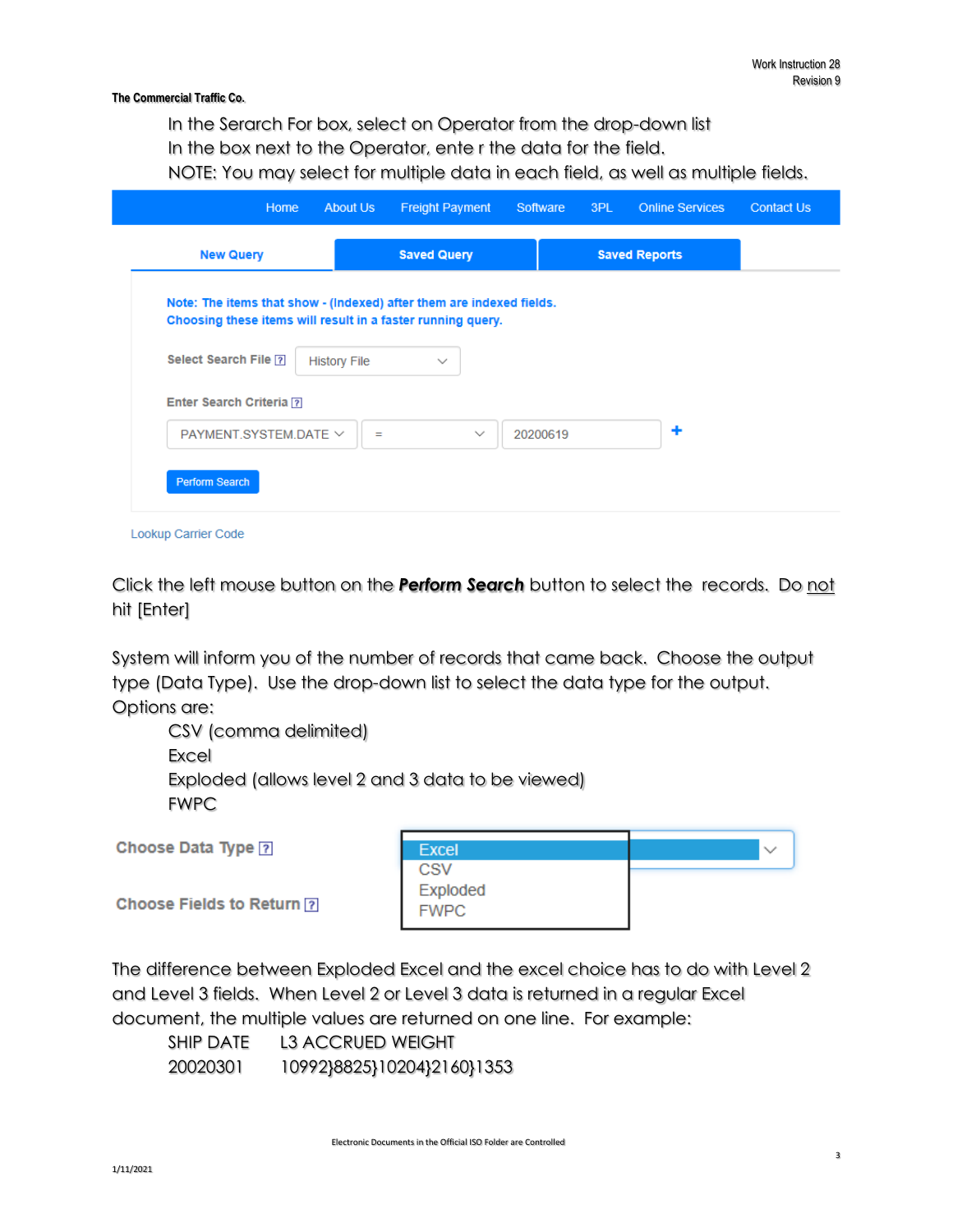In the Serach For box, select on Operator from the drop-down list

In the box next to the Operator, ente r the data for the field.

NOTE: You may select for multiple data in each field, as well as multiple fields.

Home About Us Freight Payment Software 3PL Online Services Contact Us

New Query | Saved Query | Saved Reports

Note: The items that show - (Indexed) after them are indexed fields.
Choosing these items will result in a faster running query.

Select Search File [?] History File

Enter Search Criteria [?]

PAYMENT.SYSTEM.DATE | = | 20200619 +

Perform Search

Lookup Carrier Code

Click the left mouse button on the ***Perform Search*** button to select the records. Do not hit [Enter]

System will inform you of the number of records that came back. Choose the output type (Data Type). Use the drop-down list to select the data type for the output. Options are:

- CSV (comma delimited)
- Excel
- Exploded (allows level 2 and 3 data to be viewed)
- FWPC

Choose Data Type [?]

Choose Fields to Return [?]

Excel
CSV
Exploded
FWPC

The difference between Exploded Excel and the excel choice has to do with Level 2 and Level 3 fields. When Level 2 or Level 3 data is returned in a regular Excel document, the multiple values are returned on one line. For example:

| SHIP DATE | L3 ACCRUED WEIGHT |
|---|---|
| 20020301 | 10992}8825}10204}2160}1353 |

Electronic Documents in the Official ISO Folder are Controlled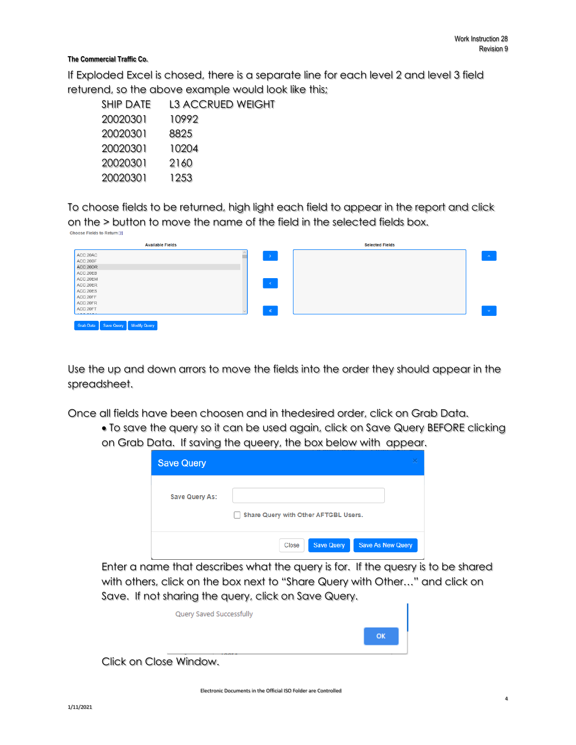If Exploded Excel is chosed, there is a separate line for each level 2 and level 3 field returend, so the above example would look like this;

| SHIP DATE | L3 ACCRUED WEIGHT |
|---|---|
| 20020301 | 10992 |
| 20020301 | 8825 |
| 20020301 | 10204 |
| 20020301 | 2160 |
| 20020301 | 1253 |

To choose fields to be returned, high light each field to appear in the report and click on the > button to move the name of the field in the selected fields box.

Choose Fields to Return [?]

Available Fields

ACC.20AC
ACC.20BF
ACC.20DR
ACC.20EB
ACC.20EM
ACC.20ER
ACC.20ES
ACC.20FF
ACC.20FR
ACC.20FT

Selected Fields

Grab Data | Save Query | Modify Query

Use the up and down arrors to move the fields into the order they should appear in the spreadsheet.

Once all fields have been choosen and in thedesired order, click on Grab Data.

- To save the query so it can be used again, click on Save Query BEFORE clicking on Grab Data. If saving the queery, the box below with appear.

Save Query

Save Query As:

Share Query with Other AFTGBL Users.

Close | Save Query | Save As New Query

Enter a name that describes what the query is for. If the query is to be shared with others, click on the box next to "Share Query with Other…" and click on Save. If not sharing the query, click on Save Query.

Query Saved Successfully

OK

Click on Close Window.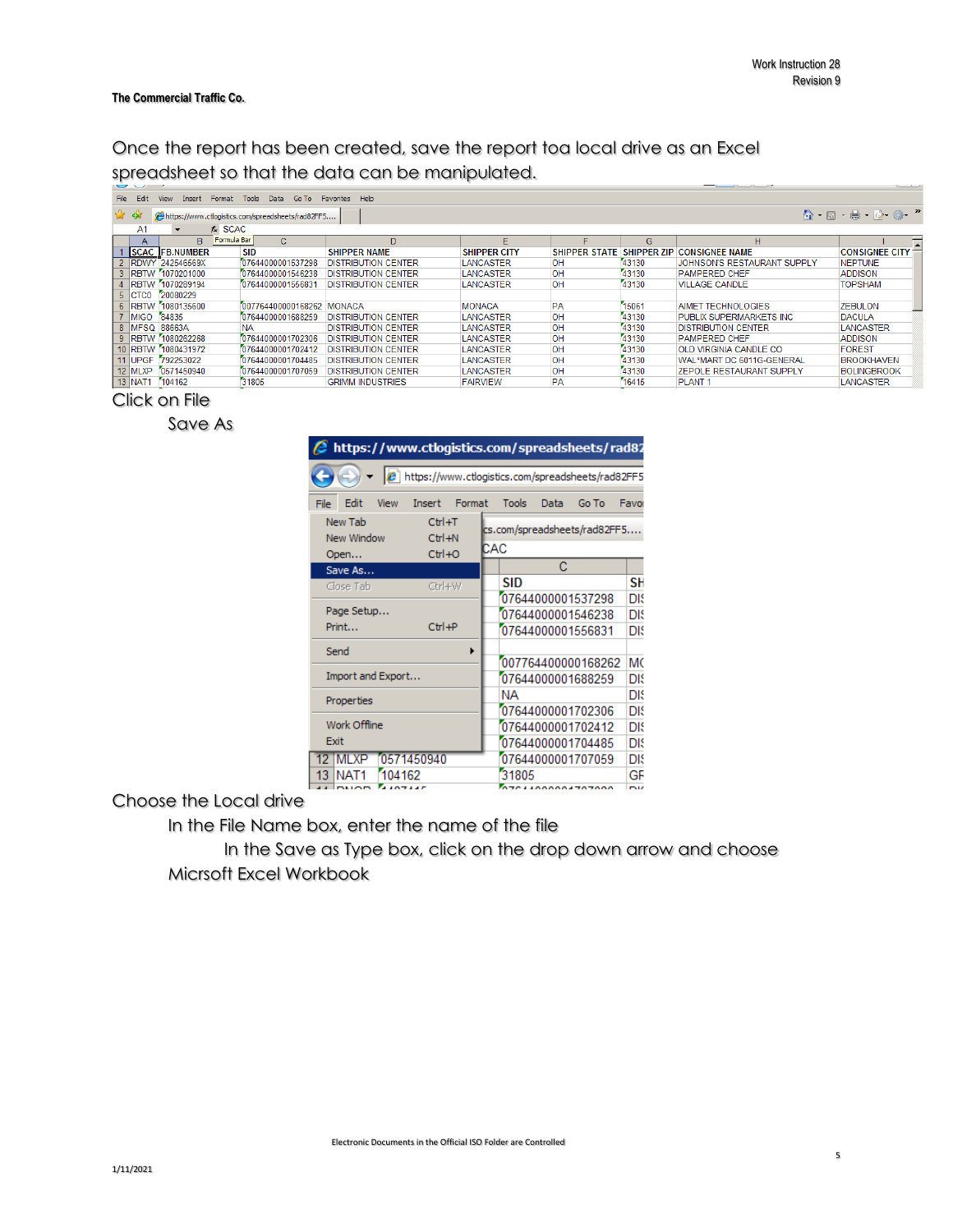**The Commercial Traffic Co.**

Once the report has been created, save the report toa local drive as an Excel spreadsheet so that the data can be manipulated.

| SCAC | FB.NUMBER | SID | SHIPPER NAME | SHIPPER CITY | SHIPPER STATE | SHIPPER ZIP | CONSIGNEE NAME | CONSIGNEE CITY |
|---|---|---|---|---|---|---|---|---|
| RDWY | 242546569X | 07644000001537298 | DISTRIBUTION CENTER | LANCASTER | OH | 43130 | JOHNSON'S RESTAURANT SUPPLY | NEPTUNE |
| RBTW | 1070201000 | 07644000001546238 | DISTRIBUTION CENTER | LANCASTER | OH | 43130 | PAMPERED CHEF | ADDISON |
| RBTW | 1070289194 | 07644000001556831 | DISTRIBUTION CENTER | LANCASTER | OH | 43130 | VILLAGE CANDLE | TOPSHAM |
| CTCO | 20080229 | | | | | | | |
| RBTW | 1080135600 | 007764400000168262 | MONACA | MONACA | PA | 15061 | AIMET TECHNOLOGIES | ZEBULON |
| MIGO | 84835 | 07644000001688259 | DISTRIBUTION CENTER | LANCASTER | OH | 43130 | PUBLIX SUPERMARKETS INC | DACULA |
| MFSQ | 88663A | NA | DISTRIBUTION CENTER | LANCASTER | OH | 43130 | DISTRIBUTION CENTER | LANCASTER |
| RBTW | 1080262268 | 07644000001702306 | DISTRIBUTION CENTER | LANCASTER | OH | 43130 | PAMPERED CHEF | ADDISON |
| RBTW | 1080431972 | 07644000001702412 | DISTRIBUTION CENTER | LANCASTER | OH | 43130 | OLD VIRGINIA CANDLE CO | FOREST |
| UPGF | 792253022 | 07644000001704485 | DISTRIBUTION CENTER | LANCASTER | OH | 43130 | WAL*MART DC 6011G-GENERAL | BROOKHAVEN |
| MLXP | 0571450940 | 07644000001707059 | DISTRIBUTION CENTER | LANCASTER | OH | 43130 | ZEPOLE RESTAURANT SUPPLY | BOLINGBROOK |
| NAT1 | 104162 | 31805 | GRIMM INDUSTRIES | FAIRVIEW | PA | 16415 | PLANT 1 | LANCASTER |

Click on File

Save As

File menu: New Tab (Ctrl+T), New Window (Ctrl+N), Open... (Ctrl+O), Save As..., Close Tab (Ctrl+W), Page Setup..., Print... (Ctrl+P), Send, Import and Export..., Properties, Work Offline, Exit

Choose the Local drive

In the File Name box, enter the name of the file

In the Save as Type box, click on the drop down arrow and choose Micrsoft Excel Workbook

Electronic Documents in the Official ISO Folder are Controlled

1/11/2021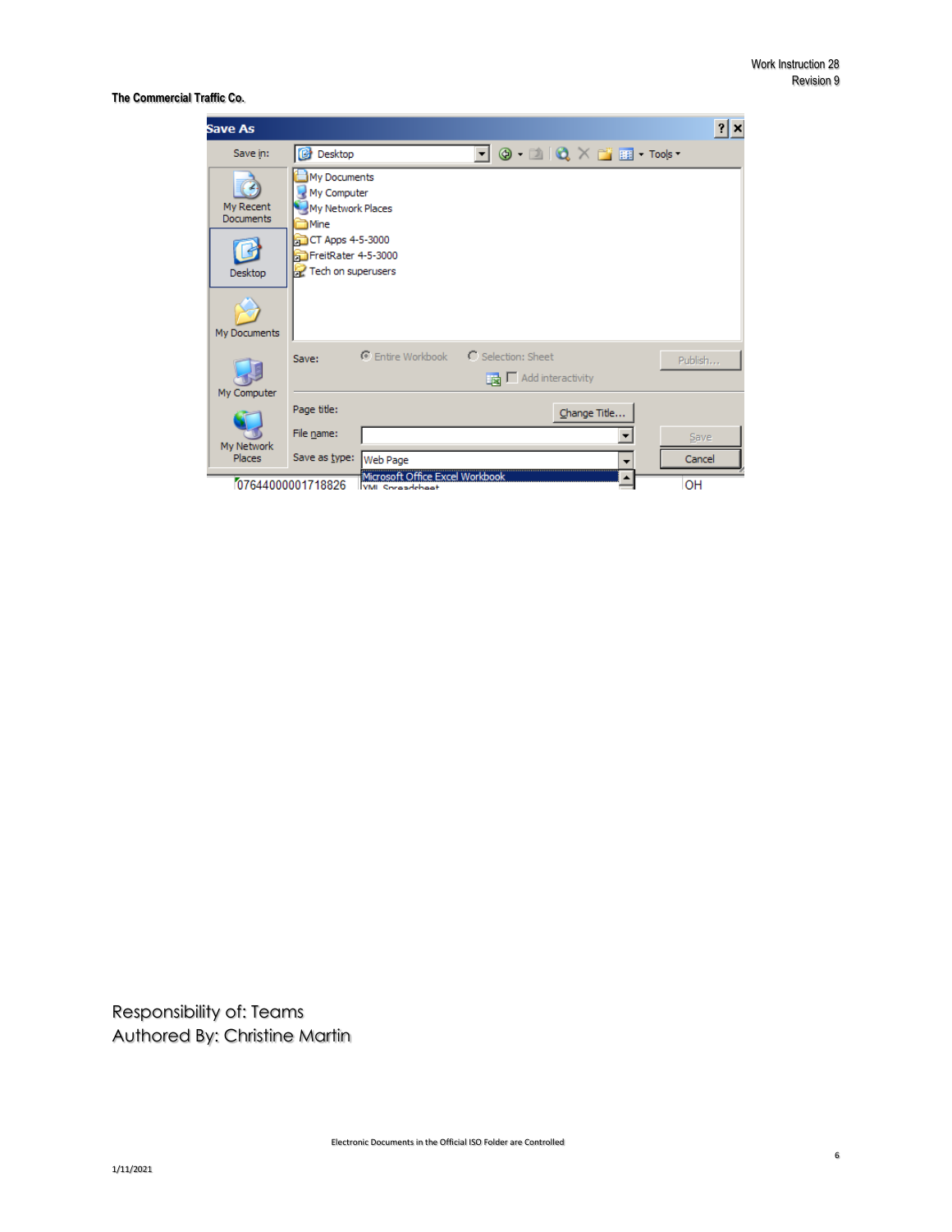Save As

Save in: Desktop

Tools

My Recent Documents

Desktop

My Documents

My Computer

My Network Places

My Documents
My Computer
My Network Places
Mine
CT Apps 4-5-3000
FreitRater 4-5-3000
Tech on superusers

Save: Entire Workbook Selection: Sheet Publish...

Add interactivity

Page title: Change Title...

File name:

Save as type: Web Page

Save

Cancel

Microsoft Office Excel Workbook
XML Spreadsheet

07644000001718826

OH